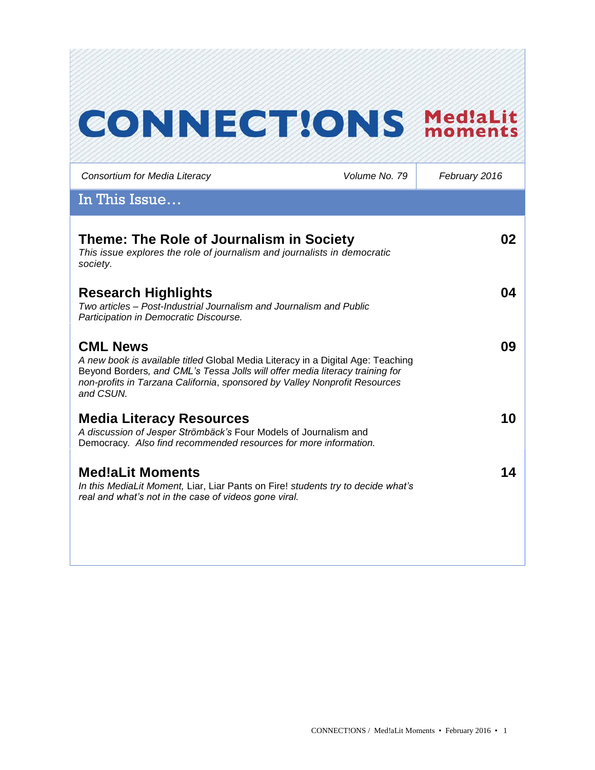# CONNECT!ONS Med!aLit moments

*Consortium for Media Literacy* | *Volume No. 79* | *February 2016*

## In This Issue…

### Theme: The Role of Journalism in Society — 02

*This issue explores the role of journalism and journalists in democratic society.*

### Research Highlights — 04

*Two articles – Post-Industrial Journalism and Journalism and Public Participation in Democratic Discourse.*

### CML News — 09

*A new book is available titled* Global Media Literacy in a Digital Age: Teaching Beyond Borders*, and CML's Tessa Jolls will offer media literacy training for non-profits in Tarzana California*, *sponsored by Valley Nonprofit Resources and CSUN.*

### Media Literacy Resources — 10

*A discussion of Jesper Strömbäck's* Four Models of Journalism and Democracy. *Also find recommended resources for more information.*

### Med!aLit Moments — 14

*In this MediaLit Moment,* Liar, Liar Pants on Fire! *students try to decide what's real and what's not in the case of videos gone viral.*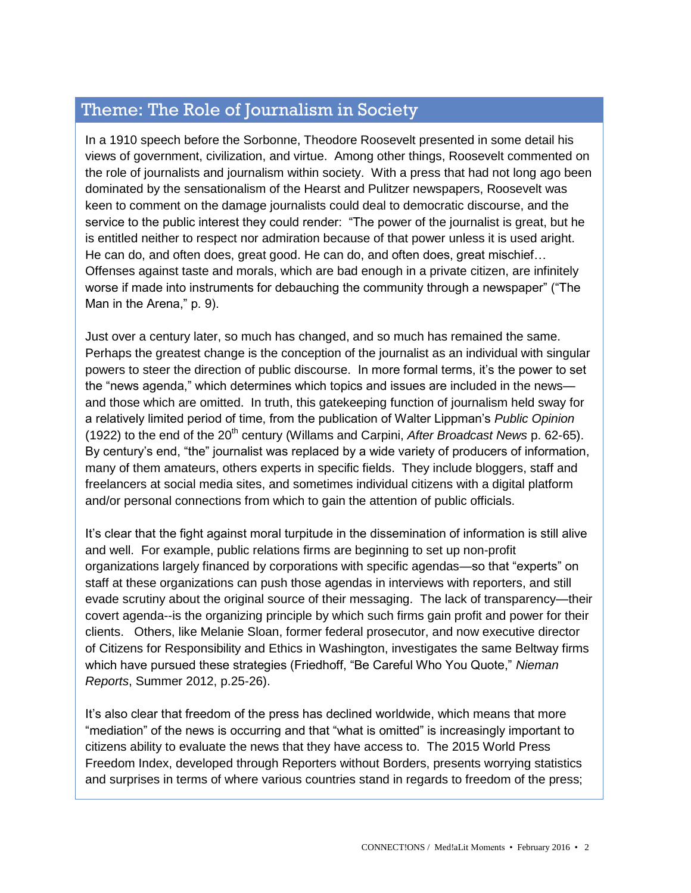## Theme: The Role of Journalism in Society

In a 1910 speech before the Sorbonne, Theodore Roosevelt presented in some detail his views of government, civilization, and virtue. Among other things, Roosevelt commented on the role of journalists and journalism within society. With a press that had not long ago been dominated by the sensationalism of the Hearst and Pulitzer newspapers, Roosevelt was keen to comment on the damage journalists could deal to democratic discourse, and the service to the public interest they could render: "The power of the journalist is great, but he is entitled neither to respect nor admiration because of that power unless it is used aright. He can do, and often does, great good. He can do, and often does, great mischief… Offenses against taste and morals, which are bad enough in a private citizen, are infinitely worse if made into instruments for debauching the community through a newspaper" ("The Man in the Arena," p. 9).

Just over a century later, so much has changed, and so much has remained the same. Perhaps the greatest change is the conception of the journalist as an individual with singular powers to steer the direction of public discourse. In more formal terms, it's the power to set the "news agenda," which determines which topics and issues are included in the news—and those which are omitted. In truth, this gatekeeping function of journalism held sway for a relatively limited period of time, from the publication of Walter Lippman's *Public Opinion* (1922) to the end of the 20th century (Willams and Carpini, *After Broadcast News* p. 62-65). By century's end, "the" journalist was replaced by a wide variety of producers of information, many of them amateurs, others experts in specific fields. They include bloggers, staff and freelancers at social media sites, and sometimes individual citizens with a digital platform and/or personal connections from which to gain the attention of public officials.

It's clear that the fight against moral turpitude in the dissemination of information is still alive and well. For example, public relations firms are beginning to set up non-profit organizations largely financed by corporations with specific agendas—so that "experts" on staff at these organizations can push those agendas in interviews with reporters, and still evade scrutiny about the original source of their messaging. The lack of transparency—their covert agenda--is the organizing principle by which such firms gain profit and power for their clients. Others, like Melanie Sloan, former federal prosecutor, and now executive director of Citizens for Responsibility and Ethics in Washington, investigates the same Beltway firms which have pursued these strategies (Friedhoff, "Be Careful Who You Quote," *Nieman Reports*, Summer 2012, p.25-26).

It's also clear that freedom of the press has declined worldwide, which means that more "mediation" of the news is occurring and that "what is omitted" is increasingly important to citizens ability to evaluate the news that they have access to. The 2015 World Press Freedom Index, developed through Reporters without Borders, presents worrying statistics and surprises in terms of where various countries stand in regards to freedom of the press;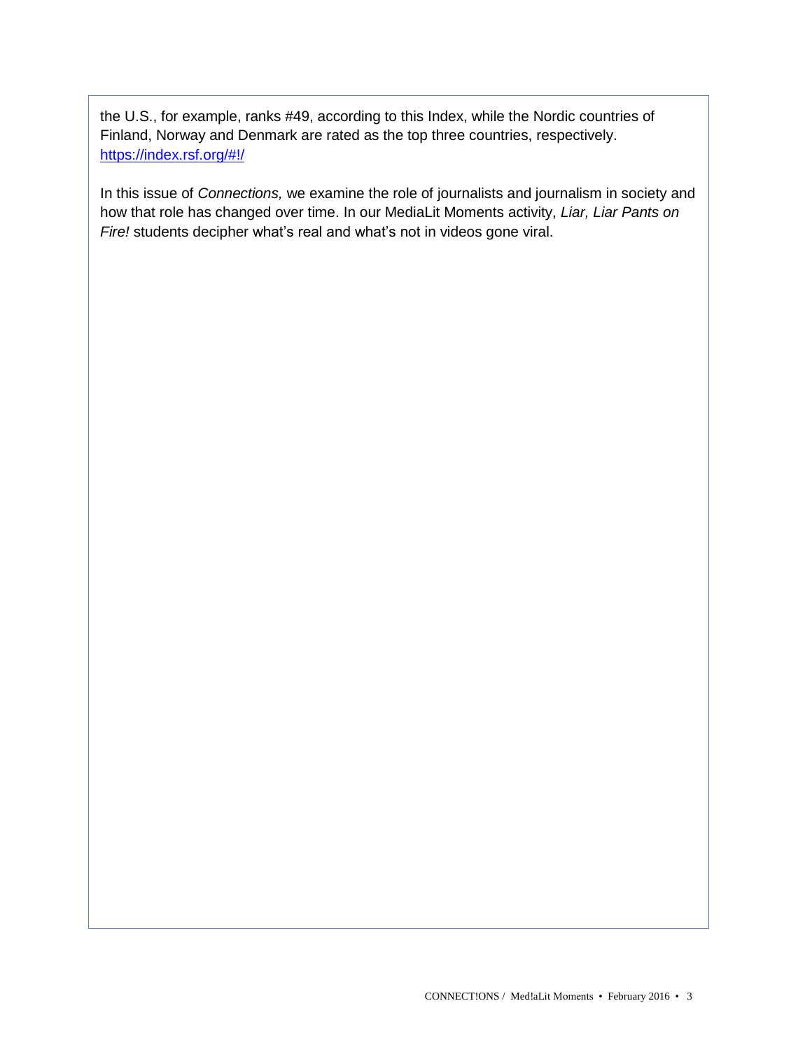the U.S., for example, ranks #49, according to this Index, while the Nordic countries of Finland, Norway and Denmark are rated as the top three countries, respectively. https://index.rsf.org/#!/

In this issue of *Connections,* we examine the role of journalists and journalism in society and how that role has changed over time. In our MediaLit Moments activity, *Liar, Liar Pants on Fire!* students decipher what's real and what's not in videos gone viral.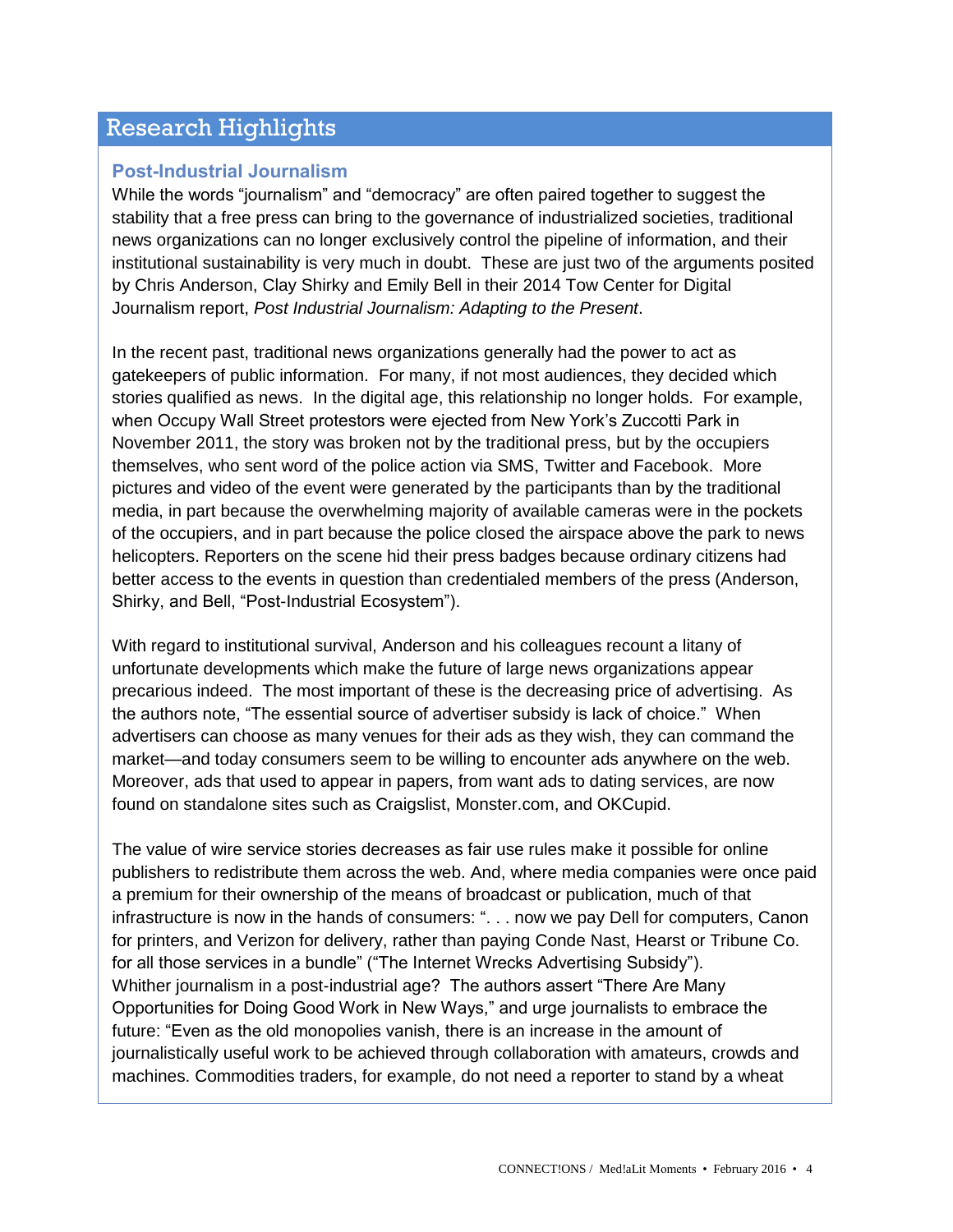## Research Highlights

### Post-Industrial Journalism

While the words “journalism” and “democracy” are often paired together to suggest the stability that a free press can bring to the governance of industrialized societies, traditional news organizations can no longer exclusively control the pipeline of information, and their institutional sustainability is very much in doubt. These are just two of the arguments posited by Chris Anderson, Clay Shirky and Emily Bell in their 2014 Tow Center for Digital Journalism report, *Post Industrial Journalism: Adapting to the Present*.

In the recent past, traditional news organizations generally had the power to act as gatekeepers of public information. For many, if not most audiences, they decided which stories qualified as news. In the digital age, this relationship no longer holds. For example, when Occupy Wall Street protestors were ejected from New York’s Zuccotti Park in November 2011, the story was broken not by the traditional press, but by the occupiers themselves, who sent word of the police action via SMS, Twitter and Facebook. More pictures and video of the event were generated by the participants than by the traditional media, in part because the overwhelming majority of available cameras were in the pockets of the occupiers, and in part because the police closed the airspace above the park to news helicopters. Reporters on the scene hid their press badges because ordinary citizens had better access to the events in question than credentialed members of the press (Anderson, Shirky, and Bell, “Post-Industrial Ecosystem”).

With regard to institutional survival, Anderson and his colleagues recount a litany of unfortunate developments which make the future of large news organizations appear precarious indeed. The most important of these is the decreasing price of advertising. As the authors note, “The essential source of advertiser subsidy is lack of choice.” When advertisers can choose as many venues for their ads as they wish, they can command the market—and today consumers seem to be willing to encounter ads anywhere on the web. Moreover, ads that used to appear in papers, from want ads to dating services, are now found on standalone sites such as Craigslist, Monster.com, and OKCupid.

The value of wire service stories decreases as fair use rules make it possible for online publishers to redistribute them across the web. And, where media companies were once paid a premium for their ownership of the means of broadcast or publication, much of that infrastructure is now in the hands of consumers: “. . . now we pay Dell for computers, Canon for printers, and Verizon for delivery, rather than paying Conde Nast, Hearst or Tribune Co. for all those services in a bundle” (“The Internet Wrecks Advertising Subsidy”).

Whither journalism in a post-industrial age? The authors assert “There Are Many Opportunities for Doing Good Work in New Ways,” and urge journalists to embrace the future: “Even as the old monopolies vanish, there is an increase in the amount of journalistically useful work to be achieved through collaboration with amateurs, crowds and machines. Commodities traders, for example, do not need a reporter to stand by a wheat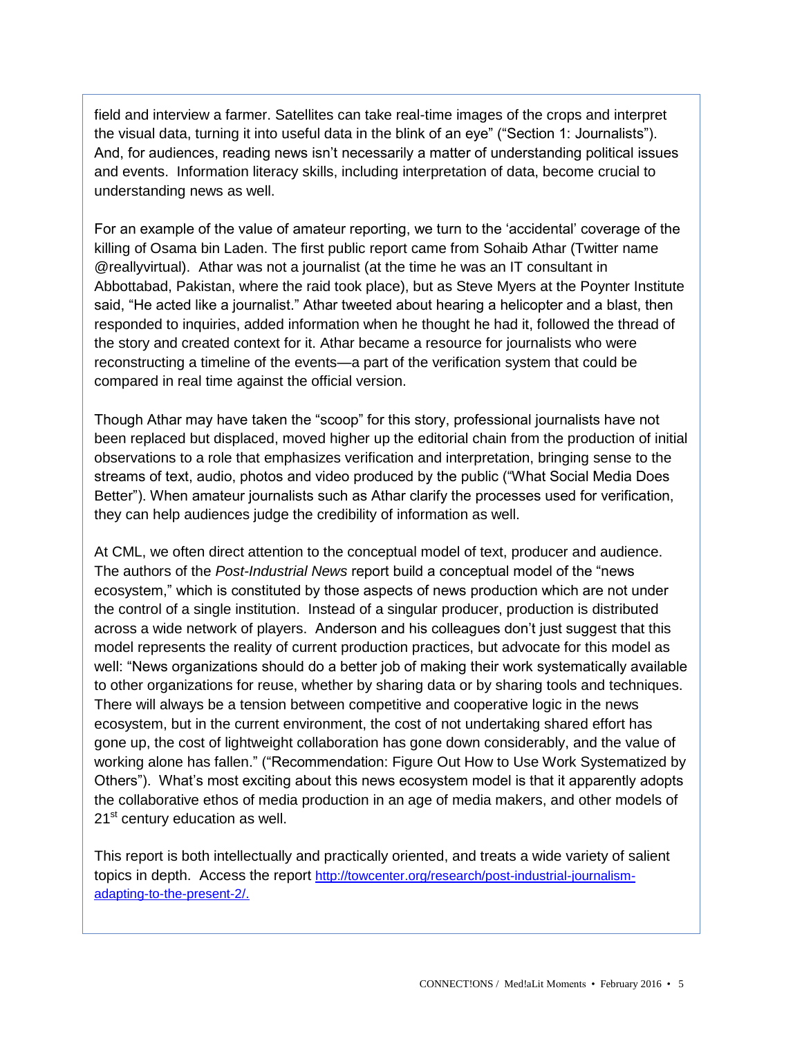field and interview a farmer. Satellites can take real-time images of the crops and interpret the visual data, turning it into useful data in the blink of an eye" ("Section 1: Journalists"). And, for audiences, reading news isn't necessarily a matter of understanding political issues and events. Information literacy skills, including interpretation of data, become crucial to understanding news as well.

For an example of the value of amateur reporting, we turn to the 'accidental' coverage of the killing of Osama bin Laden. The first public report came from Sohaib Athar (Twitter name @reallyvirtual). Athar was not a journalist (at the time he was an IT consultant in Abbottabad, Pakistan, where the raid took place), but as Steve Myers at the Poynter Institute said, "He acted like a journalist." Athar tweeted about hearing a helicopter and a blast, then responded to inquiries, added information when he thought he had it, followed the thread of the story and created context for it. Athar became a resource for journalists who were reconstructing a timeline of the events—a part of the verification system that could be compared in real time against the official version.

Though Athar may have taken the "scoop" for this story, professional journalists have not been replaced but displaced, moved higher up the editorial chain from the production of initial observations to a role that emphasizes verification and interpretation, bringing sense to the streams of text, audio, photos and video produced by the public ("What Social Media Does Better"). When amateur journalists such as Athar clarify the processes used for verification, they can help audiences judge the credibility of information as well.

At CML, we often direct attention to the conceptual model of text, producer and audience. The authors of the *Post-Industrial News* report build a conceptual model of the "news ecosystem," which is constituted by those aspects of news production which are not under the control of a single institution. Instead of a singular producer, production is distributed across a wide network of players. Anderson and his colleagues don't just suggest that this model represents the reality of current production practices, but advocate for this model as well: "News organizations should do a better job of making their work systematically available to other organizations for reuse, whether by sharing data or by sharing tools and techniques. There will always be a tension between competitive and cooperative logic in the news ecosystem, but in the current environment, the cost of not undertaking shared effort has gone up, the cost of lightweight collaboration has gone down considerably, and the value of working alone has fallen." ("Recommendation: Figure Out How to Use Work Systematized by Others"). What's most exciting about this news ecosystem model is that it apparently adopts the collaborative ethos of media production in an age of media makers, and other models of 21st century education as well.

This report is both intellectually and practically oriented, and treats a wide variety of salient topics in depth. Access the report http://towcenter.org/research/post-industrial-journalism-adapting-to-the-present-2/.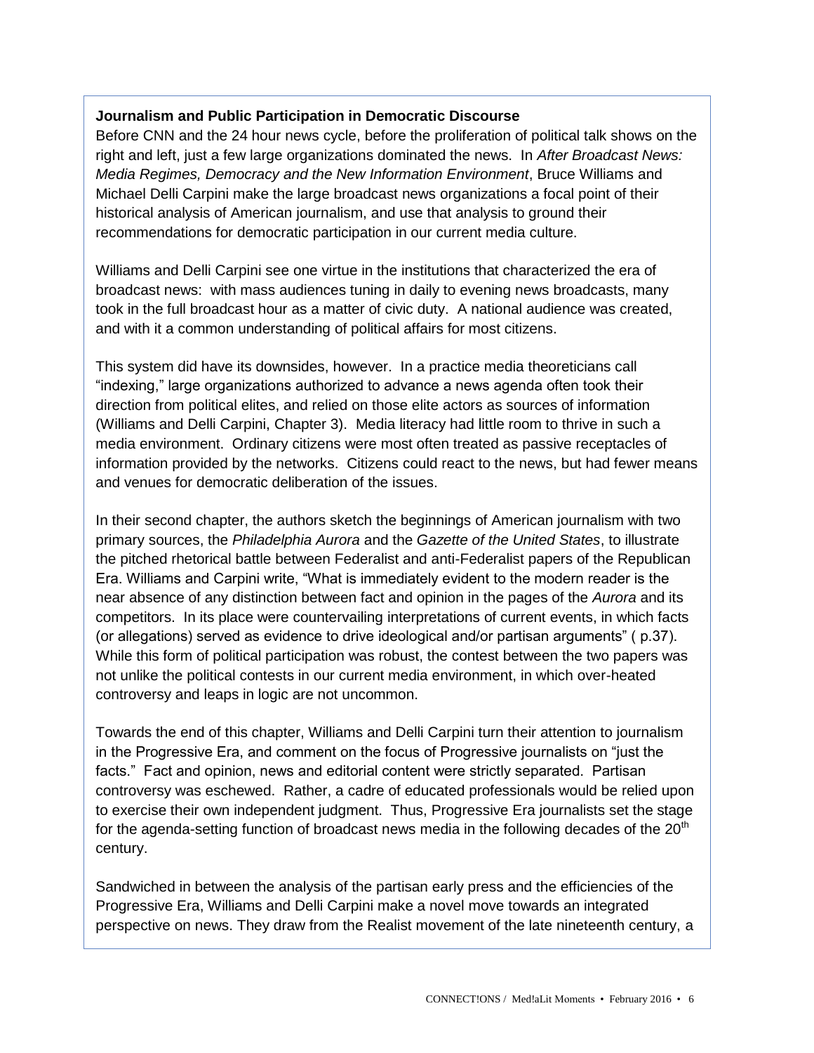**Journalism and Public Participation in Democratic Discourse**

Before CNN and the 24 hour news cycle, before the proliferation of political talk shows on the right and left, just a few large organizations dominated the news. In *After Broadcast News: Media Regimes, Democracy and the New Information Environment*, Bruce Williams and Michael Delli Carpini make the large broadcast news organizations a focal point of their historical analysis of American journalism, and use that analysis to ground their recommendations for democratic participation in our current media culture.

Williams and Delli Carpini see one virtue in the institutions that characterized the era of broadcast news: with mass audiences tuning in daily to evening news broadcasts, many took in the full broadcast hour as a matter of civic duty. A national audience was created, and with it a common understanding of political affairs for most citizens.

This system did have its downsides, however. In a practice media theoreticians call "indexing," large organizations authorized to advance a news agenda often took their direction from political elites, and relied on those elite actors as sources of information (Williams and Delli Carpini, Chapter 3). Media literacy had little room to thrive in such a media environment. Ordinary citizens were most often treated as passive receptacles of information provided by the networks. Citizens could react to the news, but had fewer means and venues for democratic deliberation of the issues.

In their second chapter, the authors sketch the beginnings of American journalism with two primary sources, the *Philadelphia Aurora* and the *Gazette of the United States*, to illustrate the pitched rhetorical battle between Federalist and anti-Federalist papers of the Republican Era. Williams and Carpini write, "What is immediately evident to the modern reader is the near absence of any distinction between fact and opinion in the pages of the *Aurora* and its competitors. In its place were countervailing interpretations of current events, in which facts (or allegations) served as evidence to drive ideological and/or partisan arguments" ( p.37). While this form of political participation was robust, the contest between the two papers was not unlike the political contests in our current media environment, in which over-heated controversy and leaps in logic are not uncommon.

Towards the end of this chapter, Williams and Delli Carpini turn their attention to journalism in the Progressive Era, and comment on the focus of Progressive journalists on "just the facts." Fact and opinion, news and editorial content were strictly separated. Partisan controversy was eschewed. Rather, a cadre of educated professionals would be relied upon to exercise their own independent judgment. Thus, Progressive Era journalists set the stage for the agenda-setting function of broadcast news media in the following decades of the 20th century.

Sandwiched in between the analysis of the partisan early press and the efficiencies of the Progressive Era, Williams and Delli Carpini make a novel move towards an integrated perspective on news. They draw from the Realist movement of the late nineteenth century, a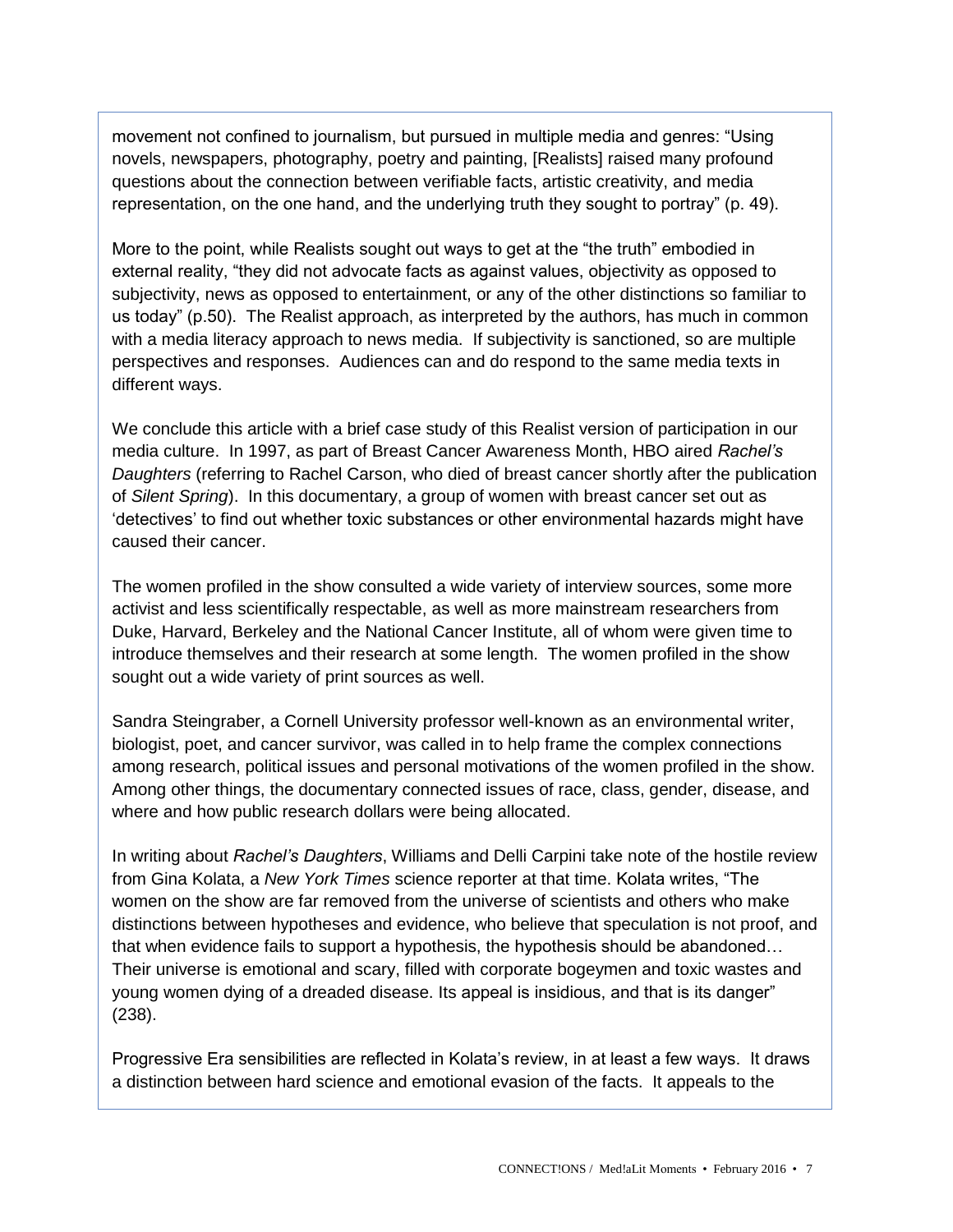movement not confined to journalism, but pursued in multiple media and genres: "Using novels, newspapers, photography, poetry and painting, [Realists] raised many profound questions about the connection between verifiable facts, artistic creativity, and media representation, on the one hand, and the underlying truth they sought to portray" (p. 49).

More to the point, while Realists sought out ways to get at the "the truth" embodied in external reality, "they did not advocate facts as against values, objectivity as opposed to subjectivity, news as opposed to entertainment, or any of the other distinctions so familiar to us today" (p.50). The Realist approach, as interpreted by the authors, has much in common with a media literacy approach to news media. If subjectivity is sanctioned, so are multiple perspectives and responses. Audiences can and do respond to the same media texts in different ways.

We conclude this article with a brief case study of this Realist version of participation in our media culture. In 1997, as part of Breast Cancer Awareness Month, HBO aired *Rachel's Daughters* (referring to Rachel Carson, who died of breast cancer shortly after the publication of *Silent Spring*). In this documentary, a group of women with breast cancer set out as 'detectives' to find out whether toxic substances or other environmental hazards might have caused their cancer.

The women profiled in the show consulted a wide variety of interview sources, some more activist and less scientifically respectable, as well as more mainstream researchers from Duke, Harvard, Berkeley and the National Cancer Institute, all of whom were given time to introduce themselves and their research at some length. The women profiled in the show sought out a wide variety of print sources as well.

Sandra Steingraber, a Cornell University professor well-known as an environmental writer, biologist, poet, and cancer survivor, was called in to help frame the complex connections among research, political issues and personal motivations of the women profiled in the show. Among other things, the documentary connected issues of race, class, gender, disease, and where and how public research dollars were being allocated.

In writing about *Rachel's Daughters*, Williams and Delli Carpini take note of the hostile review from Gina Kolata, a *New York Times* science reporter at that time. Kolata writes, "The women on the show are far removed from the universe of scientists and others who make distinctions between hypotheses and evidence, who believe that speculation is not proof, and that when evidence fails to support a hypothesis, the hypothesis should be abandoned… Their universe is emotional and scary, filled with corporate bogeymen and toxic wastes and young women dying of a dreaded disease. Its appeal is insidious, and that is its danger" (238).

Progressive Era sensibilities are reflected in Kolata's review, in at least a few ways. It draws a distinction between hard science and emotional evasion of the facts. It appeals to the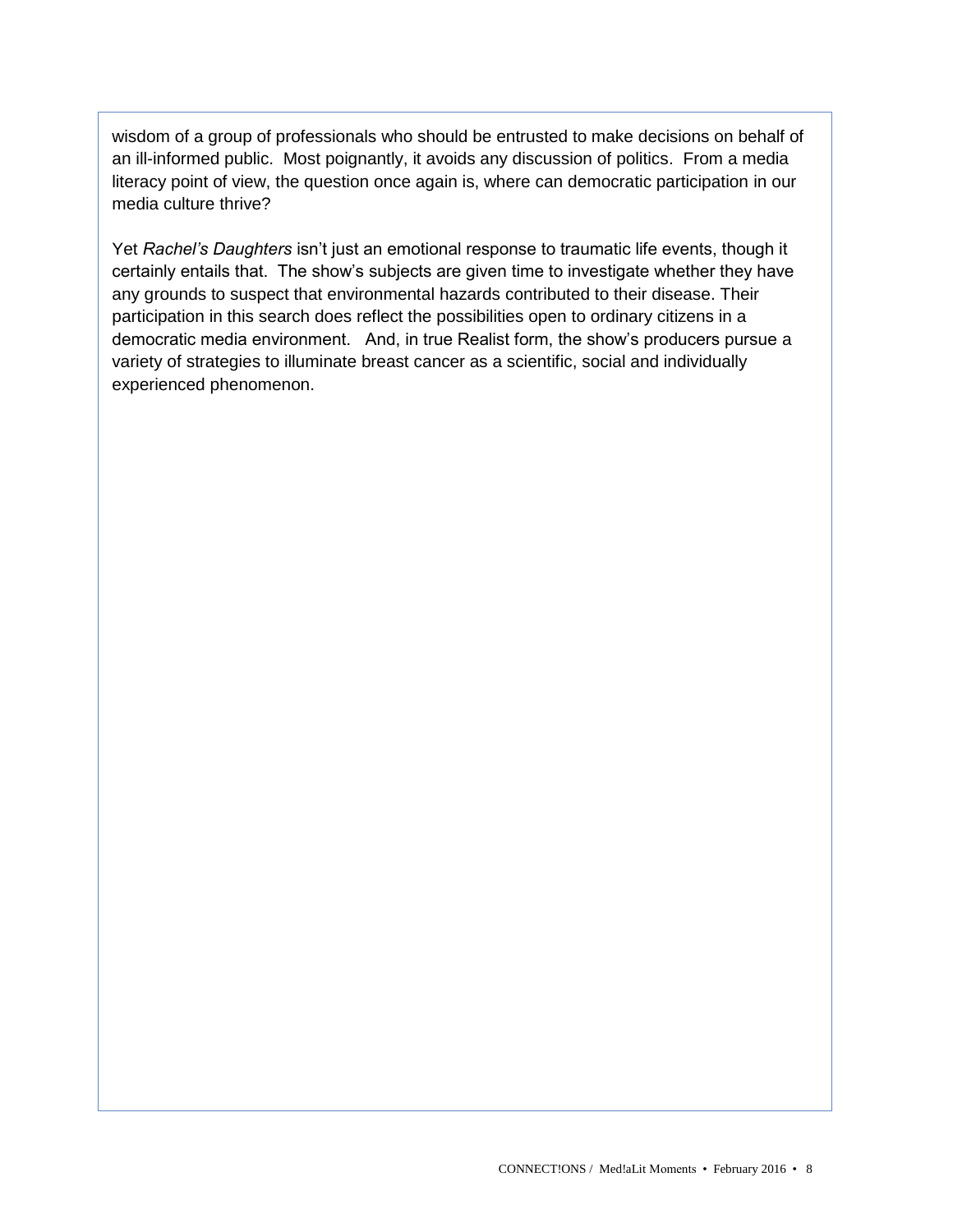wisdom of a group of professionals who should be entrusted to make decisions on behalf of an ill-informed public. Most poignantly, it avoids any discussion of politics. From a media literacy point of view, the question once again is, where can democratic participation in our media culture thrive?

Yet *Rachel's Daughters* isn't just an emotional response to traumatic life events, though it certainly entails that. The show's subjects are given time to investigate whether they have any grounds to suspect that environmental hazards contributed to their disease. Their participation in this search does reflect the possibilities open to ordinary citizens in a democratic media environment. And, in true Realist form, the show's producers pursue a variety of strategies to illuminate breast cancer as a scientific, social and individually experienced phenomenon.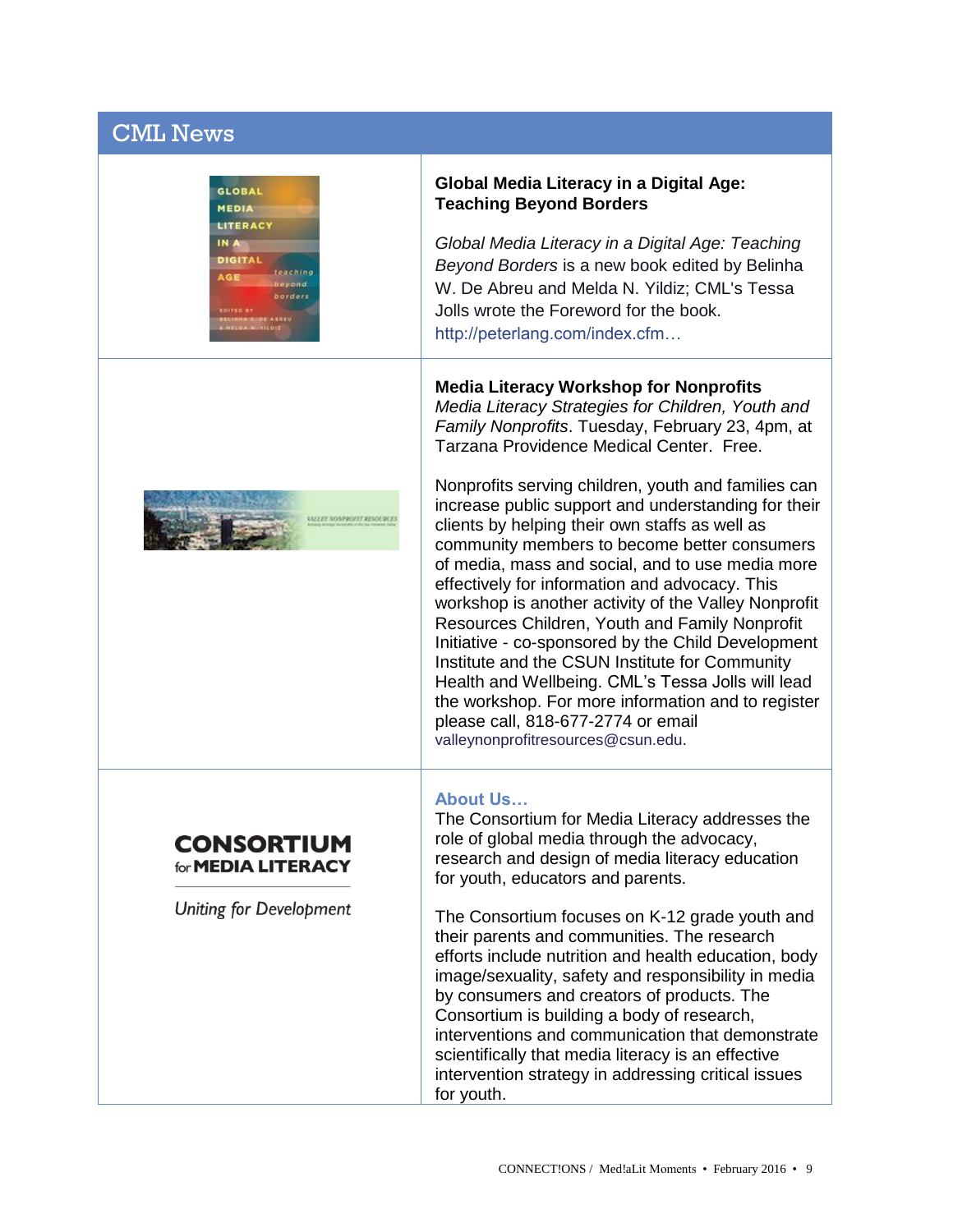## CML News

### Global Media Literacy in a Digital Age: Teaching Beyond Borders

*Global Media Literacy in a Digital Age: Teaching Beyond Borders* is a new book edited by Belinha W. De Abreu and Melda N. Yildiz; CML's Tessa Jolls wrote the Foreword for the book.
http://peterlang.com/index.cfm…

### Media Literacy Workshop for Nonprofits

*Media Literacy Strategies for Children, Youth and Family Nonprofits*. Tuesday, February 23, 4pm, at Tarzana Providence Medical Center. Free.

Nonprofits serving children, youth and families can increase public support and understanding for their clients by helping their own staffs as well as community members to become better consumers of media, mass and social, and to use media more effectively for information and advocacy. This workshop is another activity of the Valley Nonprofit Resources Children, Youth and Family Nonprofit Initiative - co-sponsored by the Child Development Institute and the CSUN Institute for Community Health and Wellbeing. CML's Tessa Jolls will lead the workshop. For more information and to register please call, 818-677-2774 or email valleynonprofitresources@csun.edu.

**CONSORTIUM for MEDIA LITERACY**

*Uniting for Development*

### About Us…

The Consortium for Media Literacy addresses the role of global media through the advocacy, research and design of media literacy education for youth, educators and parents.

The Consortium focuses on K-12 grade youth and their parents and communities. The research efforts include nutrition and health education, body image/sexuality, safety and responsibility in media by consumers and creators of products. The Consortium is building a body of research, interventions and communication that demonstrate scientifically that media literacy is an effective intervention strategy in addressing critical issues for youth.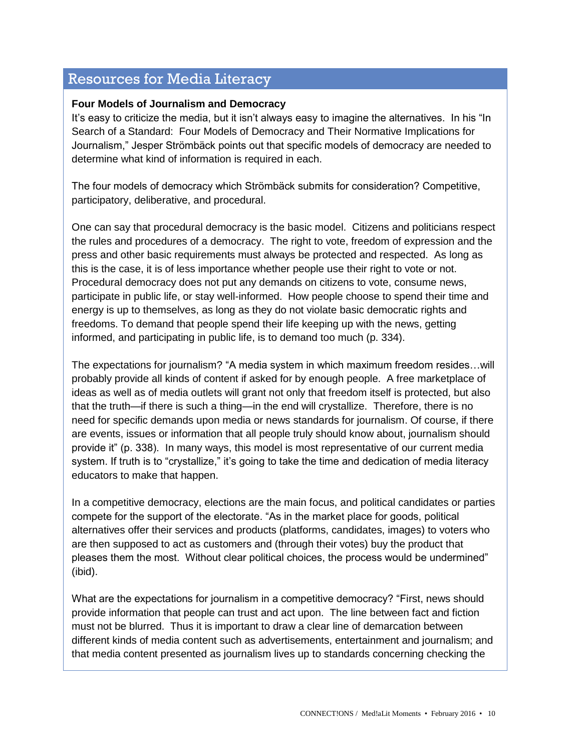## Resources for Media Literacy

**Four Models of Journalism and Democracy**

It's easy to criticize the media, but it isn't always easy to imagine the alternatives. In his "In Search of a Standard: Four Models of Democracy and Their Normative Implications for Journalism," Jesper Strömbäck points out that specific models of democracy are needed to determine what kind of information is required in each.

The four models of democracy which Strömbäck submits for consideration? Competitive, participatory, deliberative, and procedural.

One can say that procedural democracy is the basic model. Citizens and politicians respect the rules and procedures of a democracy. The right to vote, freedom of expression and the press and other basic requirements must always be protected and respected. As long as this is the case, it is of less importance whether people use their right to vote or not. Procedural democracy does not put any demands on citizens to vote, consume news, participate in public life, or stay well-informed. How people choose to spend their time and energy is up to themselves, as long as they do not violate basic democratic rights and freedoms. To demand that people spend their life keeping up with the news, getting informed, and participating in public life, is to demand too much (p. 334).

The expectations for journalism? "A media system in which maximum freedom resides…will probably provide all kinds of content if asked for by enough people. A free marketplace of ideas as well as of media outlets will grant not only that freedom itself is protected, but also that the truth—if there is such a thing—in the end will crystallize. Therefore, there is no need for specific demands upon media or news standards for journalism. Of course, if there are events, issues or information that all people truly should know about, journalism should provide it" (p. 338). In many ways, this model is most representative of our current media system. If truth is to "crystallize," it's going to take the time and dedication of media literacy educators to make that happen.

In a competitive democracy, elections are the main focus, and political candidates or parties compete for the support of the electorate. "As in the market place for goods, political alternatives offer their services and products (platforms, candidates, images) to voters who are then supposed to act as customers and (through their votes) buy the product that pleases them the most. Without clear political choices, the process would be undermined" (ibid).

What are the expectations for journalism in a competitive democracy? "First, news should provide information that people can trust and act upon. The line between fact and fiction must not be blurred. Thus it is important to draw a clear line of demarcation between different kinds of media content such as advertisements, entertainment and journalism; and that media content presented as journalism lives up to standards concerning checking the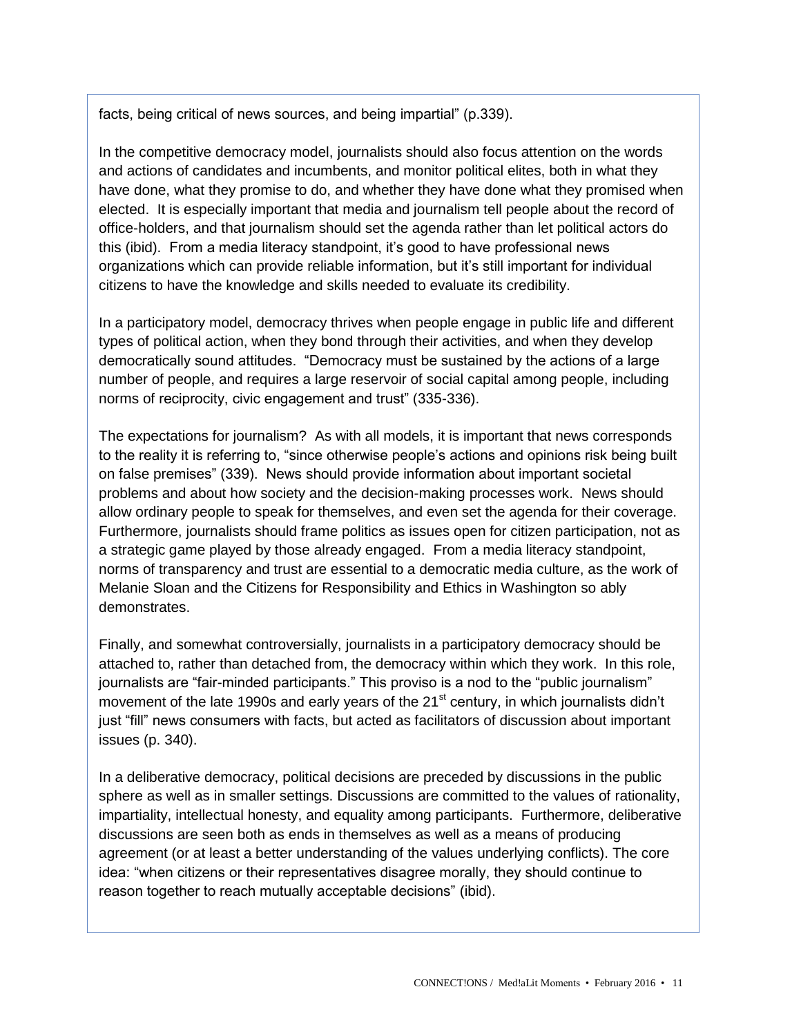facts, being critical of news sources, and being impartial" (p.339).

In the competitive democracy model, journalists should also focus attention on the words and actions of candidates and incumbents, and monitor political elites, both in what they have done, what they promise to do, and whether they have done what they promised when elected. It is especially important that media and journalism tell people about the record of office-holders, and that journalism should set the agenda rather than let political actors do this (ibid). From a media literacy standpoint, it's good to have professional news organizations which can provide reliable information, but it's still important for individual citizens to have the knowledge and skills needed to evaluate its credibility.

In a participatory model, democracy thrives when people engage in public life and different types of political action, when they bond through their activities, and when they develop democratically sound attitudes. "Democracy must be sustained by the actions of a large number of people, and requires a large reservoir of social capital among people, including norms of reciprocity, civic engagement and trust" (335-336).

The expectations for journalism? As with all models, it is important that news corresponds to the reality it is referring to, "since otherwise people's actions and opinions risk being built on false premises" (339). News should provide information about important societal problems and about how society and the decision-making processes work. News should allow ordinary people to speak for themselves, and even set the agenda for their coverage. Furthermore, journalists should frame politics as issues open for citizen participation, not as a strategic game played by those already engaged. From a media literacy standpoint, norms of transparency and trust are essential to a democratic media culture, as the work of Melanie Sloan and the Citizens for Responsibility and Ethics in Washington so ably demonstrates.

Finally, and somewhat controversially, journalists in a participatory democracy should be attached to, rather than detached from, the democracy within which they work. In this role, journalists are "fair-minded participants." This proviso is a nod to the "public journalism" movement of the late 1990s and early years of the 21st century, in which journalists didn't just "fill" news consumers with facts, but acted as facilitators of discussion about important issues (p. 340).

In a deliberative democracy, political decisions are preceded by discussions in the public sphere as well as in smaller settings. Discussions are committed to the values of rationality, impartiality, intellectual honesty, and equality among participants. Furthermore, deliberative discussions are seen both as ends in themselves as well as a means of producing agreement (or at least a better understanding of the values underlying conflicts). The core idea: "when citizens or their representatives disagree morally, they should continue to reason together to reach mutually acceptable decisions" (ibid).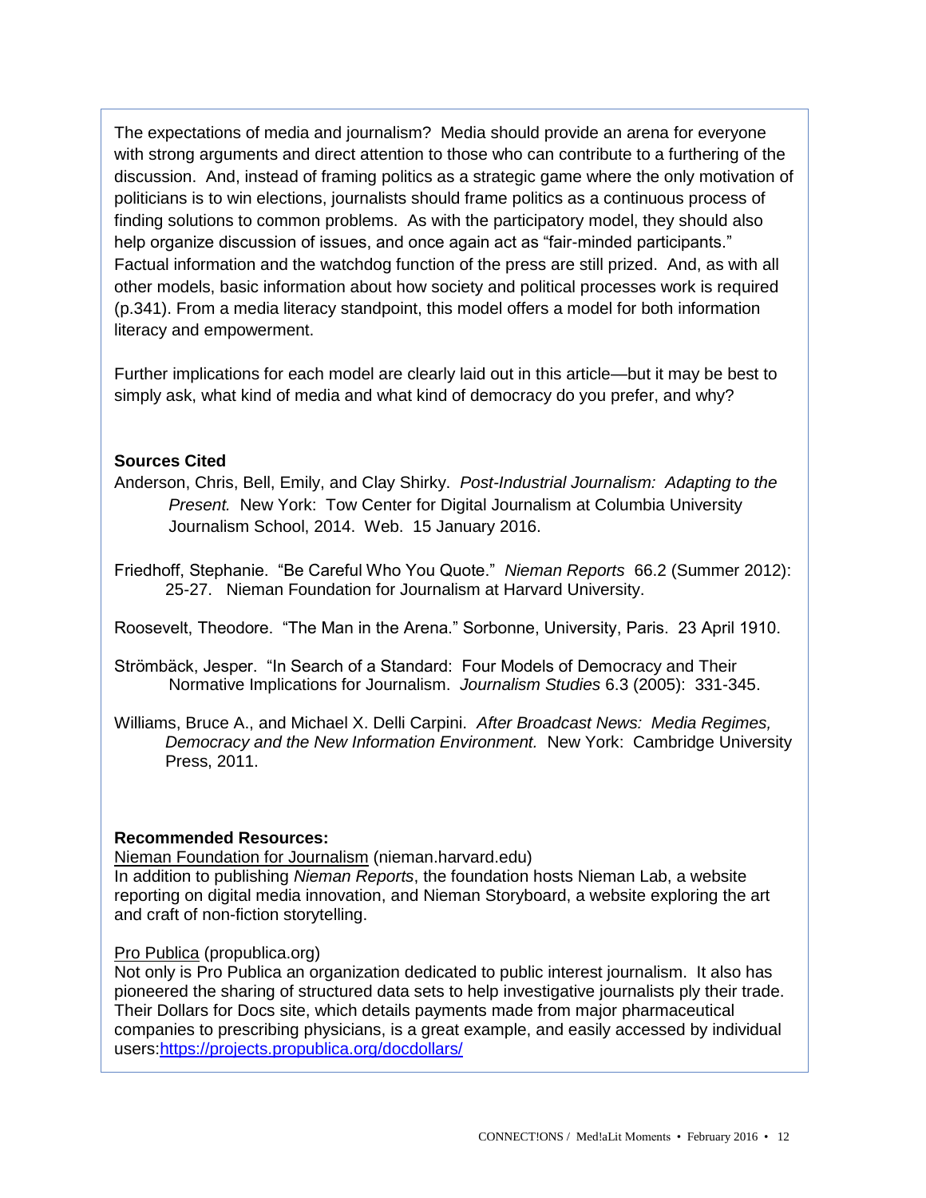The expectations of media and journalism? Media should provide an arena for everyone with strong arguments and direct attention to those who can contribute to a furthering of the discussion. And, instead of framing politics as a strategic game where the only motivation of politicians is to win elections, journalists should frame politics as a continuous process of finding solutions to common problems. As with the participatory model, they should also help organize discussion of issues, and once again act as "fair-minded participants." Factual information and the watchdog function of the press are still prized. And, as with all other models, basic information about how society and political processes work is required (p.341). From a media literacy standpoint, this model offers a model for both information literacy and empowerment.

Further implications for each model are clearly laid out in this article—but it may be best to simply ask, what kind of media and what kind of democracy do you prefer, and why?

**Sources Cited**

Anderson, Chris, Bell, Emily, and Clay Shirky. *Post-Industrial Journalism: Adapting to the Present.* New York: Tow Center for Digital Journalism at Columbia University Journalism School, 2014. Web. 15 January 2016.

Friedhoff, Stephanie. "Be Careful Who You Quote." *Nieman Reports* 66.2 (Summer 2012): 25-27. Nieman Foundation for Journalism at Harvard University.

Roosevelt, Theodore. "The Man in the Arena." Sorbonne, University, Paris. 23 April 1910.

Strömbäck, Jesper. "In Search of a Standard: Four Models of Democracy and Their Normative Implications for Journalism. *Journalism Studies* 6.3 (2005): 331-345.

Williams, Bruce A., and Michael X. Delli Carpini. *After Broadcast News: Media Regimes, Democracy and the New Information Environment.* New York: Cambridge University Press, 2011.

**Recommended Resources:**

Nieman Foundation for Journalism (nieman.harvard.edu)
In addition to publishing *Nieman Reports*, the foundation hosts Nieman Lab, a website reporting on digital media innovation, and Nieman Storyboard, a website exploring the art and craft of non-fiction storytelling.

Pro Publica (propublica.org)
Not only is Pro Publica an organization dedicated to public interest journalism. It also has pioneered the sharing of structured data sets to help investigative journalists ply their trade. Their Dollars for Docs site, which details payments made from major pharmaceutical companies to prescribing physicians, is a great example, and easily accessed by individual users:https://projects.propublica.org/docdollars/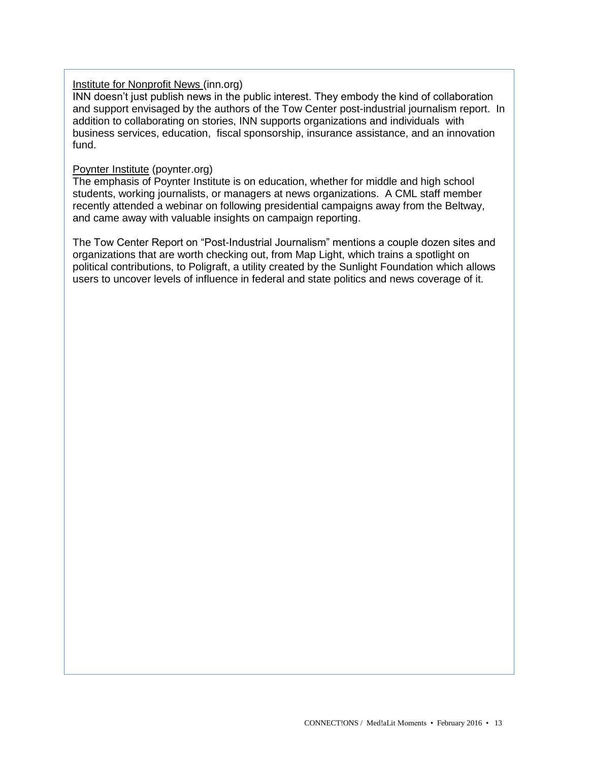Institute for Nonprofit News (inn.org)
INN doesn't just publish news in the public interest. They embody the kind of collaboration and support envisaged by the authors of the Tow Center post-industrial journalism report. In addition to collaborating on stories, INN supports organizations and individuals with business services, education, fiscal sponsorship, insurance assistance, and an innovation fund.

Poynter Institute (poynter.org)
The emphasis of Poynter Institute is on education, whether for middle and high school students, working journalists, or managers at news organizations. A CML staff member recently attended a webinar on following presidential campaigns away from the Beltway, and came away with valuable insights on campaign reporting.

The Tow Center Report on "Post-Industrial Journalism" mentions a couple dozen sites and organizations that are worth checking out, from Map Light, which trains a spotlight on political contributions, to Poligraft, a utility created by the Sunlight Foundation which allows users to uncover levels of influence in federal and state politics and news coverage of it.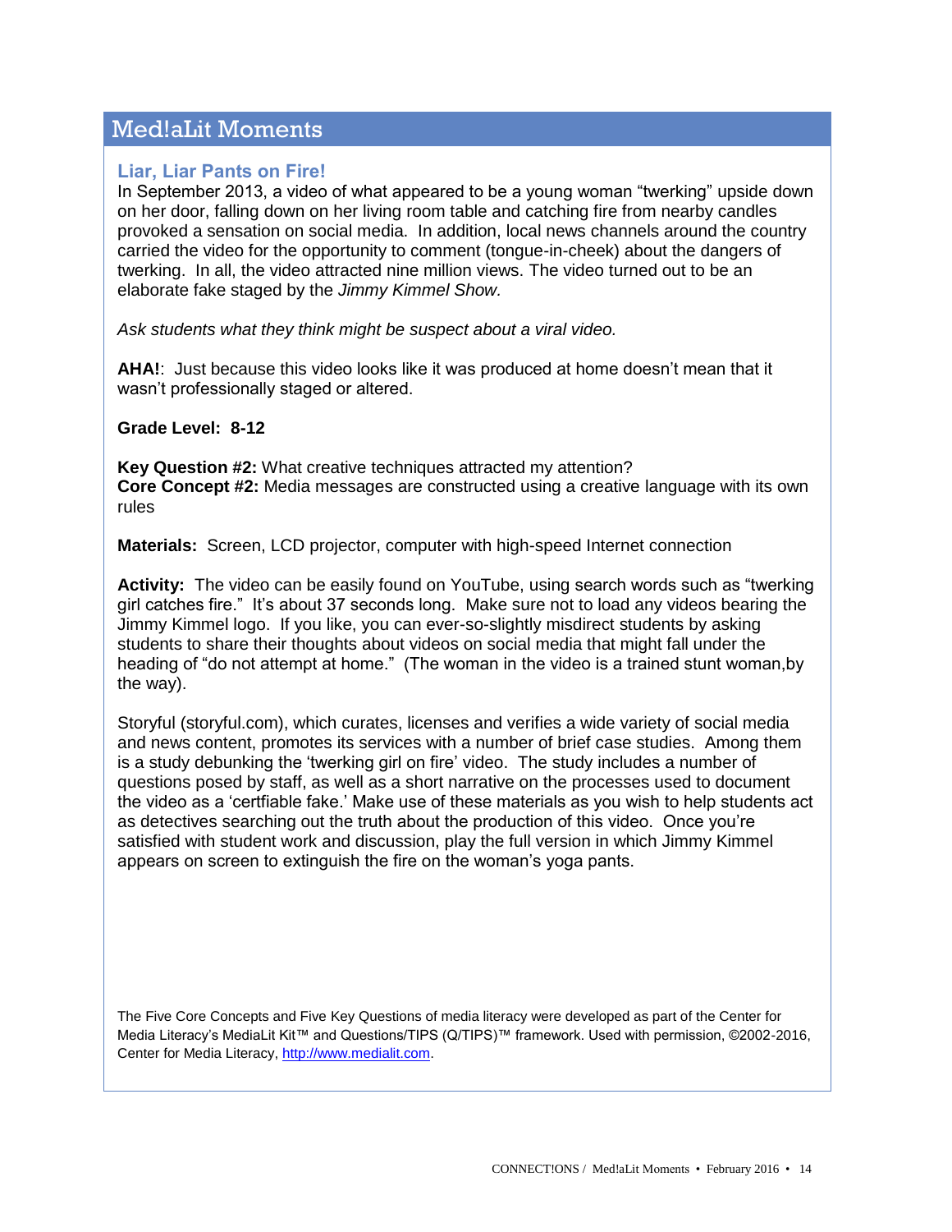# Med!aLit Moments

## Liar, Liar Pants on Fire!

In September 2013, a video of what appeared to be a young woman "twerking" upside down on her door, falling down on her living room table and catching fire from nearby candles provoked a sensation on social media. In addition, local news channels around the country carried the video for the opportunity to comment (tongue-in-cheek) about the dangers of twerking. In all, the video attracted nine million views. The video turned out to be an elaborate fake staged by the *Jimmy Kimmel Show.*

*Ask students what they think might be suspect about a viral video.*

**AHA!**: Just because this video looks like it was produced at home doesn't mean that it wasn't professionally staged or altered.

**Grade Level: 8-12**

**Key Question #2:** What creative techniques attracted my attention?
**Core Concept #2:** Media messages are constructed using a creative language with its own rules

**Materials:** Screen, LCD projector, computer with high-speed Internet connection

**Activity:** The video can be easily found on YouTube, using search words such as "twerking girl catches fire." It's about 37 seconds long. Make sure not to load any videos bearing the Jimmy Kimmel logo. If you like, you can ever-so-slightly misdirect students by asking students to share their thoughts about videos on social media that might fall under the heading of "do not attempt at home." (The woman in the video is a trained stunt woman,by the way).

Storyful (storyful.com), which curates, licenses and verifies a wide variety of social media and news content, promotes its services with a number of brief case studies. Among them is a study debunking the 'twerking girl on fire' video. The study includes a number of questions posed by staff, as well as a short narrative on the processes used to document the video as a 'certfiable fake.' Make use of these materials as you wish to help students act as detectives searching out the truth about the production of this video. Once you're satisfied with student work and discussion, play the full version in which Jimmy Kimmel appears on screen to extinguish the fire on the woman's yoga pants.

The Five Core Concepts and Five Key Questions of media literacy were developed as part of the Center for Media Literacy's MediaLit Kit™ and Questions/TIPS (Q/TIPS)™ framework. Used with permission, ©2002-2016, Center for Media Literacy, http://www.medialit.com.